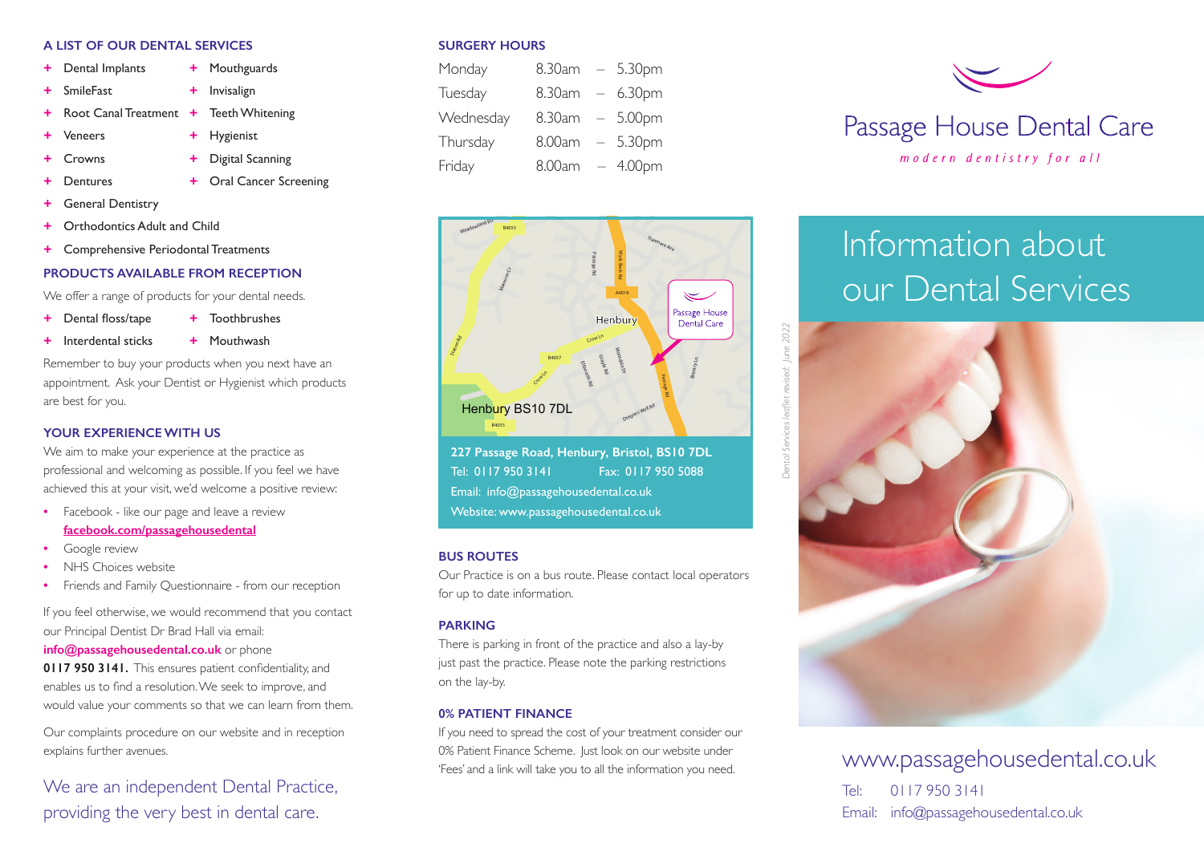## A LIST OF OUR DENTAL SERVICES

- Dental Implants
- SmileFast
- Root Canal Treatment
- Veneers
- Crowns
- Dentures
- General Dentistry
- Orthodontics Adult and Child
- Comprehensive Periodontal Treatments
- Mouthguards
- Invisalign
- Teeth Whitening
- Hygienist
- Digital Scanning
- Oral Cancer Screening

## PRODUCTS AVAILABLE FROM RECEPTION

We offer a range of products for your dental needs.

- Dental floss/tape
- Interdental sticks
- Toothbrushes
- Mouthwash

Remember to buy your products when you next have an appointment. Ask your Dentist or Hygienist which products are best for you.

## YOUR EXPERIENCE WITH US

We aim to make your experience at the practice as professional and welcoming as possible. If you feel we have achieved this at your visit, we'd welcome a positive review:

- Facebook - like our page and leave a review **facebook.com/passagehousedental**
- Google review
- NHS Choices website
- Friends and Family Questionnaire - from our reception

If you feel otherwise, we would recommend that you contact our Principal Dentist Dr Brad Hall via email: **info@passagehousedental.co.uk** or phone **0117 950 3141.** This ensures patient confidentiality, and enables us to find a resolution. We seek to improve, and would value your comments so that we can learn from them.

Our complaints procedure on our website and in reception explains further avenues.

We are an independent Dental Practice, providing the very best in dental care.

## SURGERY HOURS

| Day | Open | | Close |
|---|---|---|---|
| Monday | 8.30am | – | 5.30pm |
| Tuesday | 8.30am | – | 6.30pm |
| Wednesday | 8.30am | – | 5.00pm |
| Thursday | 8.00am | – | 5.30pm |
| Friday | 8.00am | – | 4.00pm |

Henbury BS10 7DL

**227 Passage Road, Henbury, Bristol, BS10 7DL**
Tel: 0117 950 3141 Fax: 0117 950 5088
Email: info@passagehousedental.co.uk
Website: www.passagehousedental.co.uk

## BUS ROUTES

Our Practice is on a bus route. Please contact local operators for up to date information.

## PARKING

There is parking in front of the practice and also a lay-by just past the practice. Please note the parking restrictions on the lay-by.

## 0% PATIENT FINANCE

If you need to spread the cost of your treatment consider our 0% Patient Finance Scheme. Just look on our website under 'Fees' and a link will take you to all the information you need.

*Dental Services leaflet revised: June 2022*

# Passage House Dental Care

*modern dentistry for all*

# Information about our Dental Services

www.passagehousedental.co.uk

Tel: 0117 950 3141
Email: info@passagehousedental.co.uk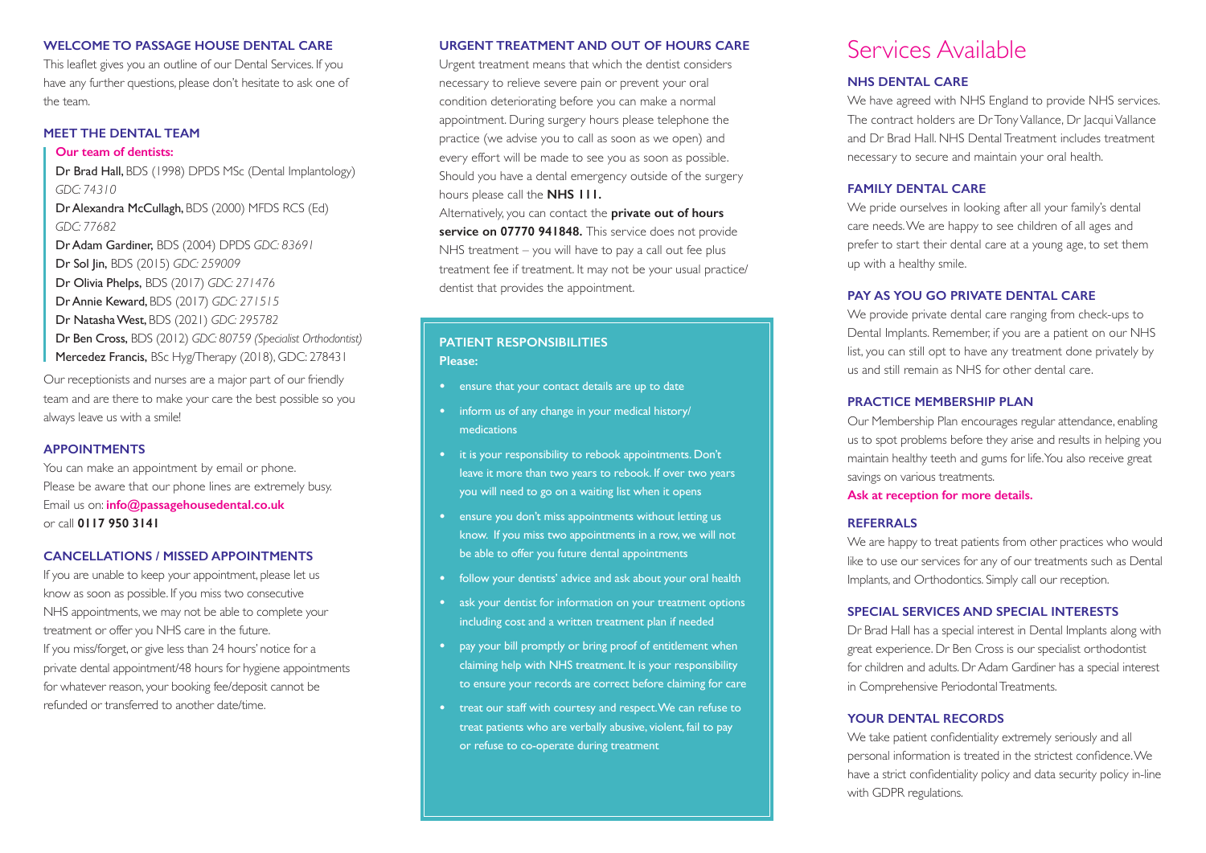## WELCOME TO PASSAGE HOUSE DENTAL CARE

This leaflet gives you an outline of our Dental Services. If you have any further questions, please don't hesitate to ask one of the team.

## MEET THE DENTAL TEAM

**Our team of dentists:**

Dr Brad Hall, BDS (1998) DPDS MSc (Dental Implantology) *GDC: 74310*

Dr Alexandra McCullagh, BDS (2000) MFDS RCS (Ed) *GDC: 77682*

Dr Adam Gardiner, BDS (2004) DPDS *GDC: 83691*

Dr Sol Jin, BDS (2015) *GDC: 259009*

Dr Olivia Phelps, BDS (2017) *GDC: 271476*

Dr Annie Keward, BDS (2017) *GDC: 271515*

Dr Natasha West, BDS (2021) *GDC: 295782*

Dr Ben Cross, BDS (2012) *GDC: 80759 (Specialist Orthodontist)*

Mercedez Francis, BSc Hyg/Therapy (2018), GDC: 278431

Our receptionists and nurses are a major part of our friendly team and are there to make your care the best possible so you always leave us with a smile!

## APPOINTMENTS

You can make an appointment by email or phone. Please be aware that our phone lines are extremely busy.
Email us on: **info@passagehousedental.co.uk**
or call **0117 950 3141**

## CANCELLATIONS / MISSED APPOINTMENTS

If you are unable to keep your appointment, please let us know as soon as possible. If you miss two consecutive NHS appointments, we may not be able to complete your treatment or offer you NHS care in the future.
If you miss/forget, or give less than 24 hours' notice for a private dental appointment/48 hours for hygiene appointments for whatever reason, your booking fee/deposit cannot be refunded or transferred to another date/time.

## URGENT TREATMENT AND OUT OF HOURS CARE

Urgent treatment means that which the dentist considers necessary to relieve severe pain or prevent your oral condition deteriorating before you can make a normal appointment. During surgery hours please telephone the practice (we advise you to call as soon as we open) and every effort will be made to see you as soon as possible. Should you have a dental emergency outside of the surgery hours please call the **NHS 111.**
Alternatively, you can contact the **private out of hours service on 07770 941848.** This service does not provide NHS treatment – you will have to pay a call out fee plus treatment fee if treatment. It may not be your usual practice/dentist that provides the appointment.

## PATIENT RESPONSIBILITIES

**Please:**

- ensure that your contact details are up to date
- inform us of any change in your medical history/medications
- it is your responsibility to rebook appointments. Don't leave it more than two years to rebook. If over two years you will need to go on a waiting list when it opens
- ensure you don't miss appointments without letting us know. If you miss two appointments in a row, we will not be able to offer you future dental appointments
- follow your dentists' advice and ask about your oral health
- ask your dentist for information on your treatment options including cost and a written treatment plan if needed
- pay your bill promptly or bring proof of entitlement when claiming help with NHS treatment. It is your responsibility to ensure your records are correct before claiming for care
- treat our staff with courtesy and respect. We can refuse to treat patients who are verbally abusive, violent, fail to pay or refuse to co-operate during treatment

# Services Available

## NHS DENTAL CARE

We have agreed with NHS England to provide NHS services. The contract holders are Dr Tony Vallance, Dr Jacqui Vallance and Dr Brad Hall. NHS Dental Treatment includes treatment necessary to secure and maintain your oral health.

## FAMILY DENTAL CARE

We pride ourselves in looking after all your family's dental care needs. We are happy to see children of all ages and prefer to start their dental care at a young age, to set them up with a healthy smile.

## PAY AS YOU GO PRIVATE DENTAL CARE

We provide private dental care ranging from check-ups to Dental Implants. Remember, if you are a patient on our NHS list, you can still opt to have any treatment done privately by us and still remain as NHS for other dental care.

## PRACTICE MEMBERSHIP PLAN

Our Membership Plan encourages regular attendance, enabling us to spot problems before they arise and results in helping you maintain healthy teeth and gums for life. You also receive great savings on various treatments.

**Ask at reception for more details.**

## REFERRALS

We are happy to treat patients from other practices who would like to use our services for any of our treatments such as Dental Implants, and Orthodontics. Simply call our reception.

## SPECIAL SERVICES AND SPECIAL INTERESTS

Dr Brad Hall has a special interest in Dental Implants along with great experience. Dr Ben Cross is our specialist orthodontist for children and adults. Dr Adam Gardiner has a special interest in Comprehensive Periodontal Treatments.

## YOUR DENTAL RECORDS

We take patient confidentiality extremely seriously and all personal information is treated in the strictest confidence. We have a strict confidentiality policy and data security policy in-line with GDPR regulations.